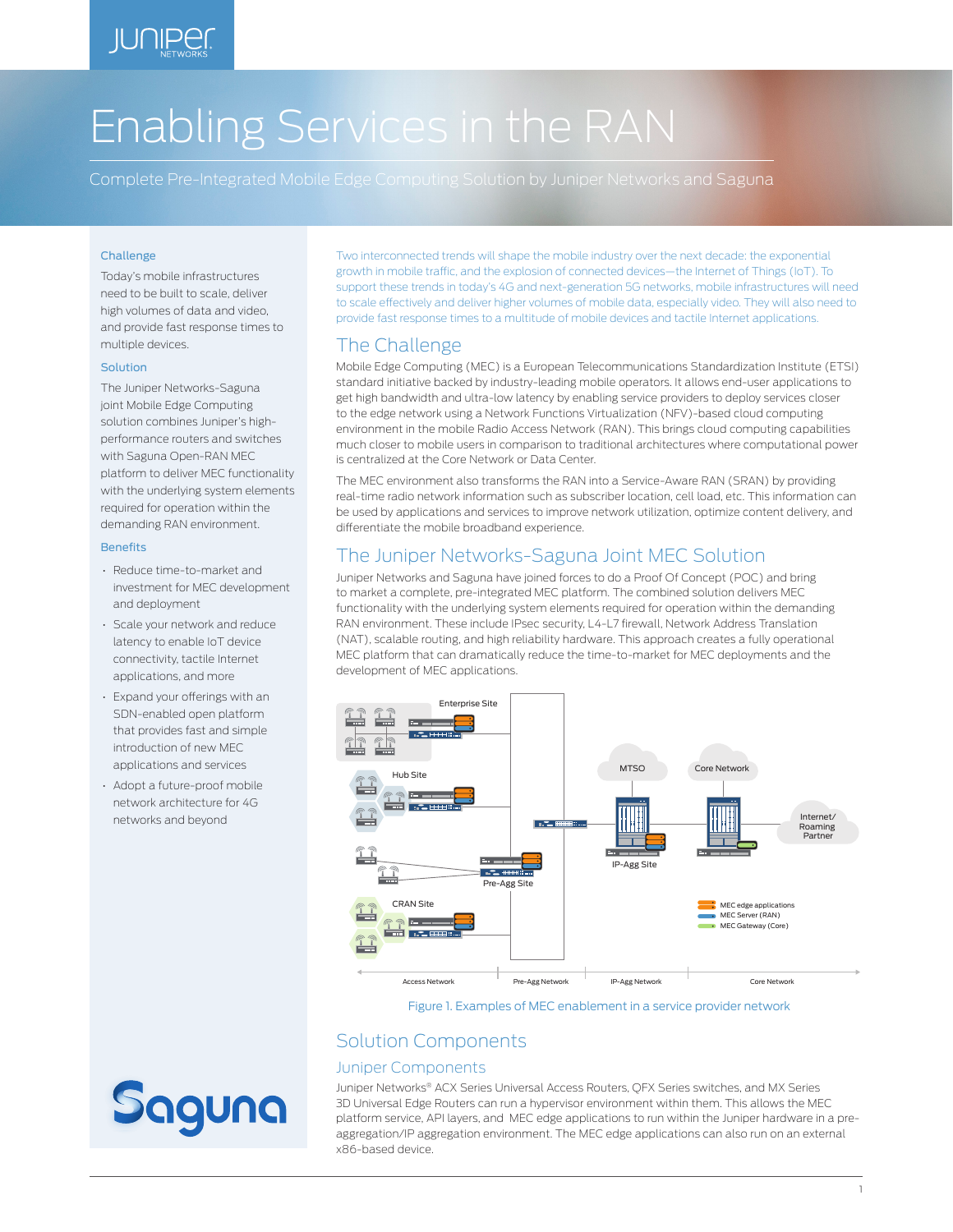# Enabling Services in the RAN

Complete Pre-Integrated Mobile Edge Computing Solution by Juniper Networks and Saguna

### Challenge

Today's mobile infrastructures need to be built to scale, deliver high volumes of data and video, and provide fast response times to multiple devices.

### Solution

The Juniper Networks-Saguna joint Mobile Edge Computing solution combines Juniper's high-performance routers and switches with Saguna Open-RAN MEC platform to deliver MEC functionality with the underlying system elements required for operation within the demanding RAN environment.

### Benefits

- Reduce time-to-market and investment for MEC development and deployment
- Scale your network and reduce latency to enable IoT device connectivity, tactile Internet applications, and more
- Expand your offerings with an SDN-enabled open platform that provides fast and simple introduction of new MEC applications and services
- Adopt a future-proof mobile network architecture for 4G networks and beyond

Two interconnected trends will shape the mobile industry over the next decade: the exponential growth in mobile traffic, and the explosion of connected devices—the Internet of Things (IoT). To support these trends in today's 4G and next-generation 5G networks, mobile infrastructures will need to scale effectively and deliver higher volumes of mobile data, especially video. They will also need to provide fast response times to a multitude of mobile devices and tactile Internet applications.

## The Challenge

Mobile Edge Computing (MEC) is a European Telecommunications Standardization Institute (ETSI) standard initiative backed by industry-leading mobile operators. It allows end-user applications to get high bandwidth and ultra-low latency by enabling service providers to deploy services closer to the edge network using a Network Functions Virtualization (NFV)-based cloud computing environment in the mobile Radio Access Network (RAN). This brings cloud computing capabilities much closer to mobile users in comparison to traditional architectures where computational power is centralized at the Core Network or Data Center.

The MEC environment also transforms the RAN into a Service-Aware RAN (SRAN) by providing real-time radio network information such as subscriber location, cell load, etc. This information can be used by applications and services to improve network utilization, optimize content delivery, and differentiate the mobile broadband experience.

## The Juniper Networks-Saguna Joint MEC Solution

Juniper Networks and Saguna have joined forces to do a Proof Of Concept (POC) and bring to market a complete, pre-integrated MEC platform. The combined solution delivers MEC functionality with the underlying system elements required for operation within the demanding RAN environment. These include IPsec security, L4-L7 firewall, Network Address Translation (NAT), scalable routing, and high reliability hardware. This approach creates a fully operational MEC platform that can dramatically reduce the time-to-market for MEC deployments and the development of MEC applications.

Figure 1. Examples of MEC enablement in a service provider network

## Solution Components

### Juniper Components

Juniper Networks® ACX Series Universal Access Routers, QFX Series switches, and MX Series 3D Universal Edge Routers can run a hypervisor environment within them. This allows the MEC platform service, API layers, and MEC edge applications to run within the Juniper hardware in a pre-aggregation/IP aggregation environment. The MEC edge applications can also run on an external x86-based device.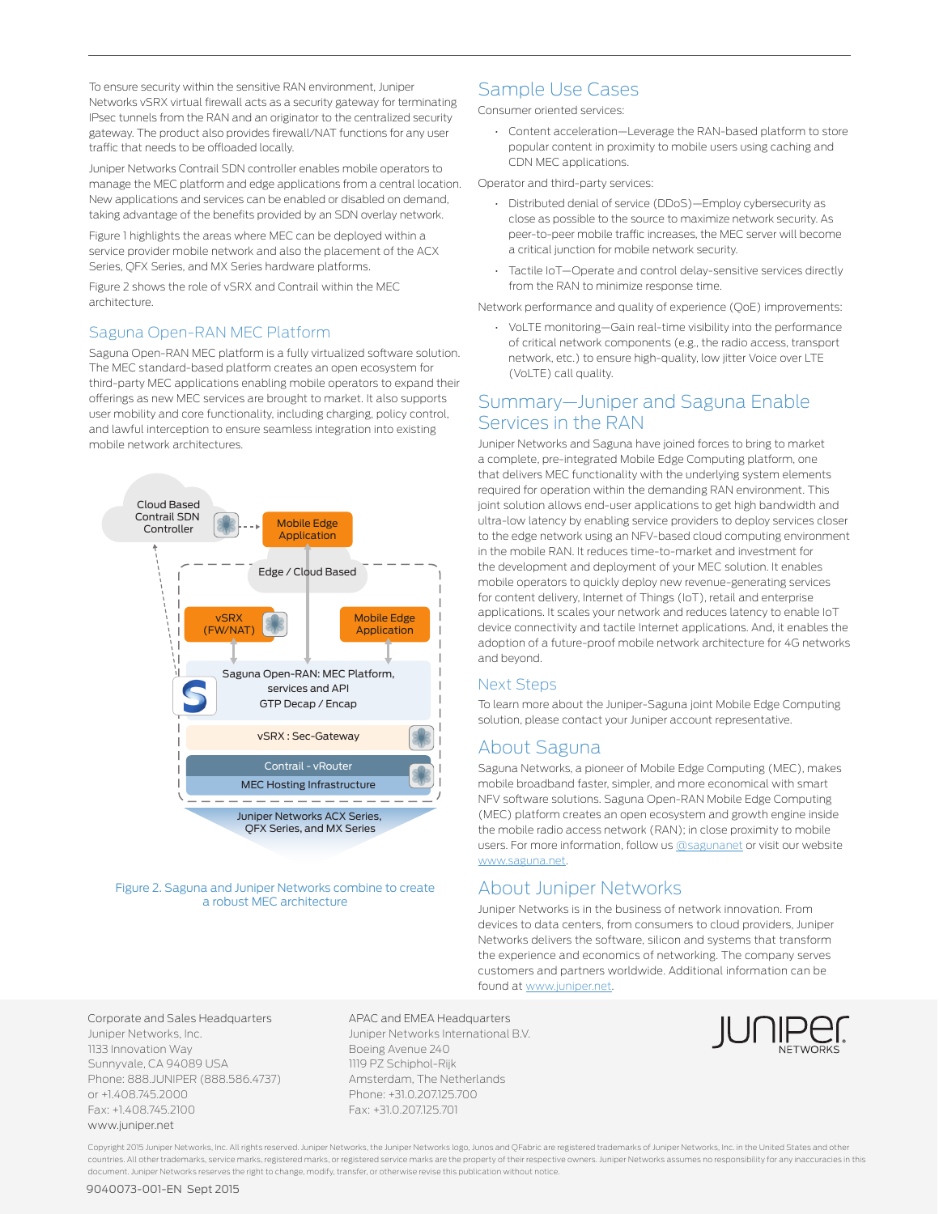To ensure security within the sensitive RAN environment, Juniper Networks vSRX virtual firewall acts as a security gateway for terminating IPsec tunnels from the RAN and an originator to the centralized security gateway. The product also provides firewall/NAT functions for any user traffic that needs to be offloaded locally.

Juniper Networks Contrail SDN controller enables mobile operators to manage the MEC platform and edge applications from a central location. New applications and services can be enabled or disabled on demand, taking advantage of the benefits provided by an SDN overlay network.

Figure 1 highlights the areas where MEC can be deployed within a service provider mobile network and also the placement of the ACX Series, QFX Series, and MX Series hardware platforms.

Figure 2 shows the role of vSRX and Contrail within the MEC architecture.

## Saguna Open-RAN MEC Platform

Saguna Open-RAN MEC platform is a fully virtualized software solution. The MEC standard-based platform creates an open ecosystem for third-party MEC applications enabling mobile operators to expand their offerings as new MEC services are brought to market. It also supports user mobility and core functionality, including charging, policy control, and lawful interception to ensure seamless integration into existing mobile network architectures.

Cloud Based Contrail SDN Controller

Mobile Edge Application

Edge / Cloud Based

vSRX (FW/NAT)

Mobile Edge Application

Saguna Open-RAN: MEC Platform, services and API GTP Decap / Encap

vSRX : Sec-Gateway

Contrail - vRouter

MEC Hosting Infrastructure

Juniper Networks ACX Series, QFX Series, and MX Series

Figure 2. Saguna and Juniper Networks combine to create a robust MEC architecture

## Sample Use Cases

Consumer oriented services:

- Content acceleration—Leverage the RAN-based platform to store popular content in proximity to mobile users using caching and CDN MEC applications.

Operator and third-party services:

- Distributed denial of service (DDoS)—Employ cybersecurity as close as possible to the source to maximize network security. As peer-to-peer mobile traffic increases, the MEC server will become a critical junction for mobile network security.
- Tactile IoT—Operate and control delay-sensitive services directly from the RAN to minimize response time.

Network performance and quality of experience (QoE) improvements:

- VoLTE monitoring—Gain real-time visibility into the performance of critical network components (e.g., the radio access, transport network, etc.) to ensure high-quality, low jitter Voice over LTE (VoLTE) call quality.

## Summary—Juniper and Saguna Enable Services in the RAN

Juniper Networks and Saguna have joined forces to bring to market a complete, pre-integrated Mobile Edge Computing platform, one that delivers MEC functionality with the underlying system elements required for operation within the demanding RAN environment. This joint solution allows end-user applications to get high bandwidth and ultra-low latency by enabling service providers to deploy services closer to the edge network using an NFV-based cloud computing environment in the mobile RAN. It reduces time-to-market and investment for the development and deployment of your MEC solution. It enables mobile operators to quickly deploy new revenue-generating services for content delivery, Internet of Things (IoT), retail and enterprise applications. It scales your network and reduces latency to enable IoT device connectivity and tactile Internet applications. And, it enables the adoption of a future-proof mobile network architecture for 4G networks and beyond.

## Next Steps

To learn more about the Juniper-Saguna joint Mobile Edge Computing solution, please contact your Juniper account representative.

## About Saguna

Saguna Networks, a pioneer of Mobile Edge Computing (MEC), makes mobile broadband faster, simpler, and more economical with smart NFV software solutions. Saguna Open-RAN Mobile Edge Computing (MEC) platform creates an open ecosystem and growth engine inside the mobile radio access network (RAN); in close proximity to mobile users. For more information, follow us @sagunanet or visit our website www.saguna.net.

## About Juniper Networks

Juniper Networks is in the business of network innovation. From devices to data centers, from consumers to cloud providers, Juniper Networks delivers the software, silicon and systems that transform the experience and economics of networking. The company serves customers and partners worldwide. Additional information can be found at www.juniper.net.

Corporate and Sales Headquarters
Juniper Networks, Inc.
1133 Innovation Way
Sunnyvale, CA 94089 USA
Phone: 888.JUNIPER (888.586.4737)
or +1.408.745.2000
Fax: +1.408.745.2100
www.juniper.net

APAC and EMEA Headquarters
Juniper Networks International B.V.
Boeing Avenue 240
1119 PZ Schiphol-Rijk
Amsterdam, The Netherlands
Phone: +31.0.207.125.700
Fax: +31.0.207.125.701

JUNIPER NETWORKS

Copyright 2015 Juniper Networks, Inc. All rights reserved. Juniper Networks, the Juniper Networks logo, Junos and QFabric are registered trademarks of Juniper Networks, Inc. in the United States and other countries. All other trademarks, service marks, registered marks, or registered service marks are the property of their respective owners. Juniper Networks assumes no responsibility for any inaccuracies in this document. Juniper Networks reserves the right to change, modify, transfer, or otherwise revise this publication without notice.

9040073-001-EN Sept 2015